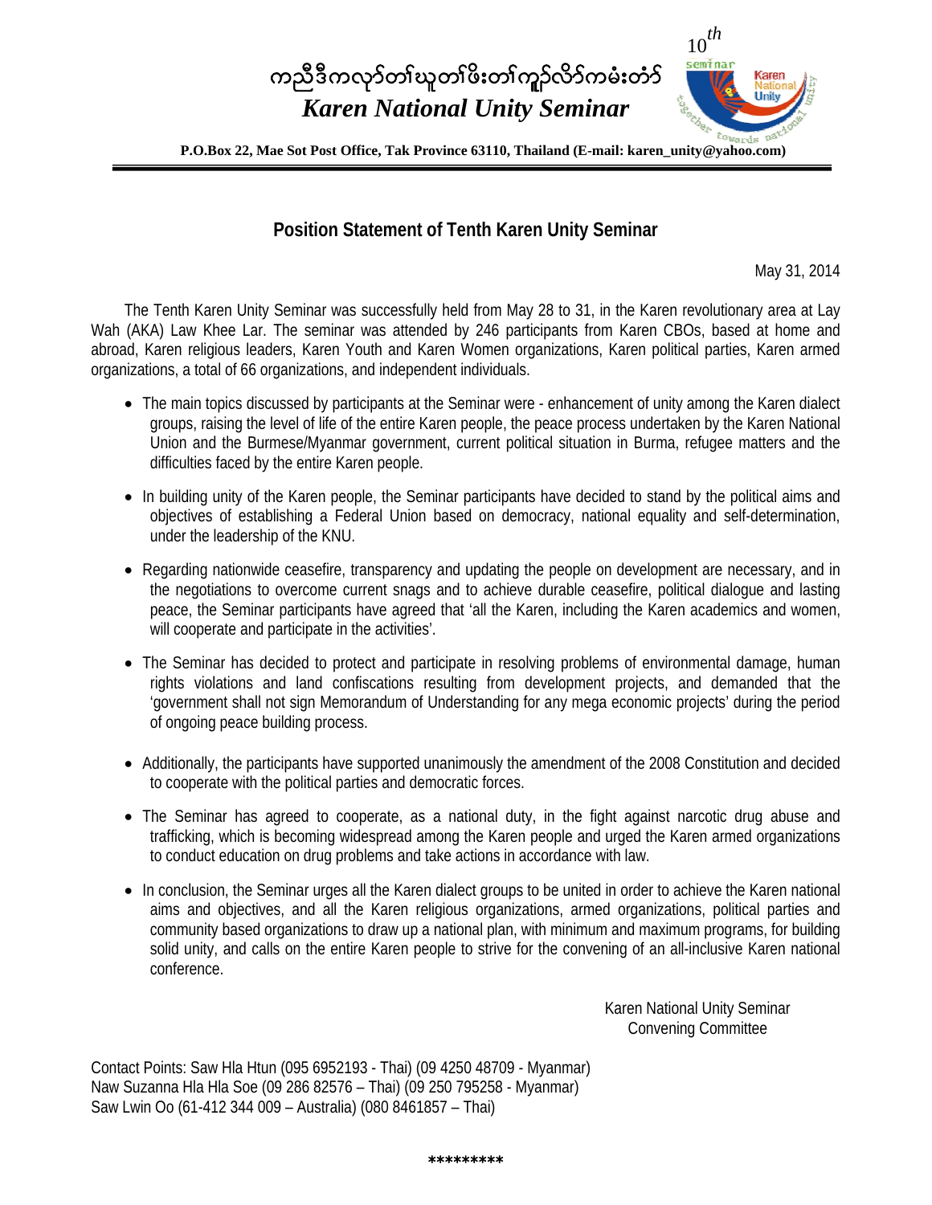ကညီဒီကလုာ်တၢ်ဃူတၢ်ဖိးတၢ်ကူဉ်လိာ်ကမံးတံာ်

*Karen National Unity Seminar*

**P.O.Box 22, Mae Sot Post Office, Tak Province 63110, Thailand (E-mail: karen_unity@yahoo.com)**

## Position Statement of Tenth Karen Unity Seminar

May 31, 2014

The Tenth Karen Unity Seminar was successfully held from May 28 to 31, in the Karen revolutionary area at Lay Wah (AKA) Law Khee Lar. The seminar was attended by 246 participants from Karen CBOs, based at home and abroad, Karen religious leaders, Karen Youth and Karen Women organizations, Karen political parties, Karen armed organizations, a total of 66 organizations, and independent individuals.

- The main topics discussed by participants at the Seminar were - enhancement of unity among the Karen dialect groups, raising the level of life of the entire Karen people, the peace process undertaken by the Karen National Union and the Burmese/Myanmar government, current political situation in Burma, refugee matters and the difficulties faced by the entire Karen people.

- In building unity of the Karen people, the Seminar participants have decided to stand by the political aims and objectives of establishing a Federal Union based on democracy, national equality and self-determination, under the leadership of the KNU.

- Regarding nationwide ceasefire, transparency and updating the people on development are necessary, and in the negotiations to overcome current snags and to achieve durable ceasefire, political dialogue and lasting peace, the Seminar participants have agreed that 'all the Karen, including the Karen academics and women, will cooperate and participate in the activities'.

- The Seminar has decided to protect and participate in resolving problems of environmental damage, human rights violations and land confiscations resulting from development projects, and demanded that the 'government shall not sign Memorandum of Understanding for any mega economic projects' during the period of ongoing peace building process.

- Additionally, the participants have supported unanimously the amendment of the 2008 Constitution and decided to cooperate with the political parties and democratic forces.

- The Seminar has agreed to cooperate, as a national duty, in the fight against narcotic drug abuse and trafficking, which is becoming widespread among the Karen people and urged the Karen armed organizations to conduct education on drug problems and take actions in accordance with law.

- In conclusion, the Seminar urges all the Karen dialect groups to be united in order to achieve the Karen national aims and objectives, and all the Karen religious organizations, armed organizations, political parties and community based organizations to draw up a national plan, with minimum and maximum programs, for building solid unity, and calls on the entire Karen people to strive for the convening of an all-inclusive Karen national conference.

Karen National Unity Seminar
Convening Committee

Contact Points: Saw Hla Htun (095 6952193 - Thai) (09 4250 48709 - Myanmar)
Naw Suzanna Hla Hla Soe (09 286 82576 – Thai) (09 250 795258 - Myanmar)
Saw Lwin Oo (61-412 344 009 – Australia) (080 8461857 – Thai)

*********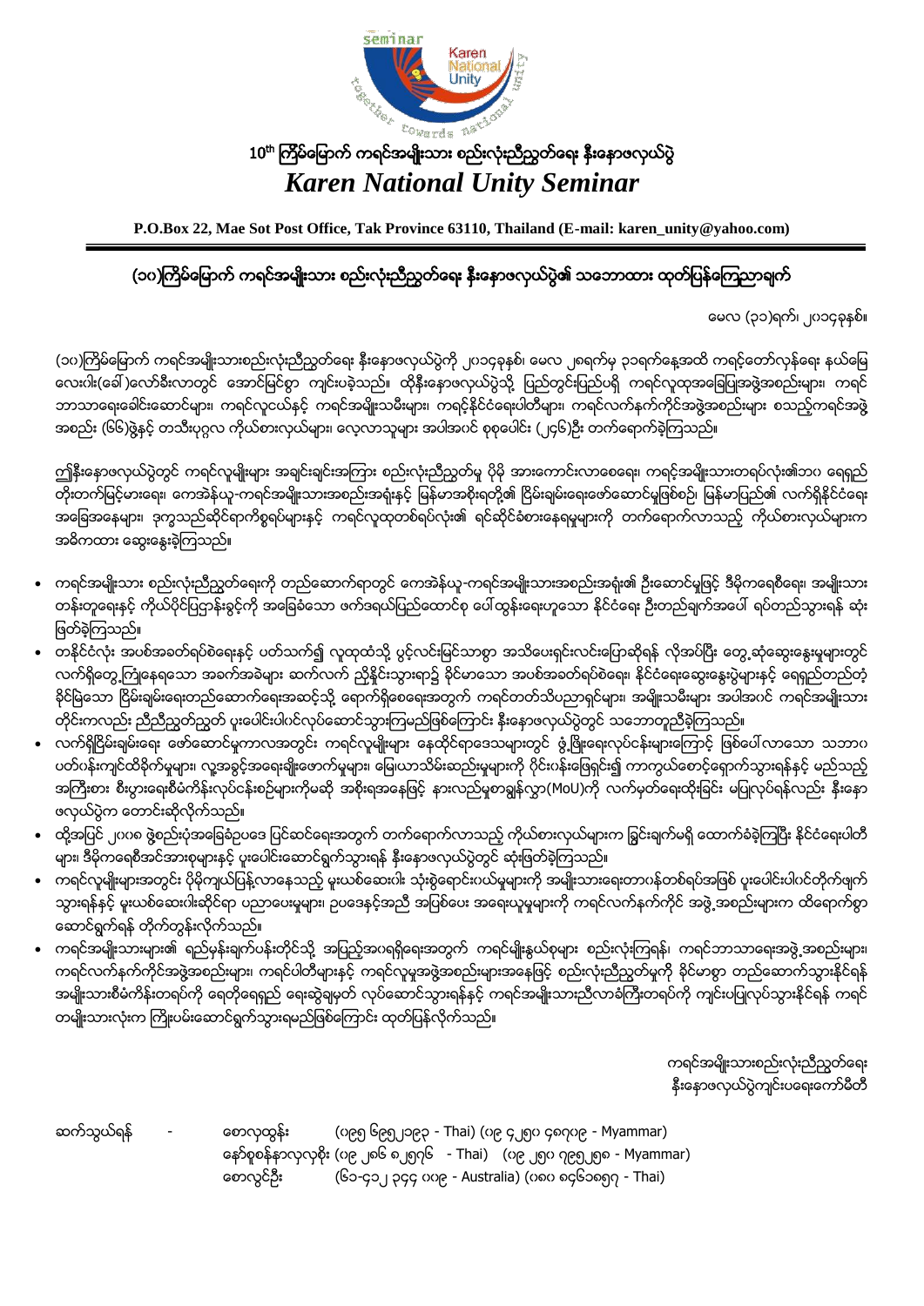seminar Karen National Unity together towards national unity

# 10th ကြိမ်မြောက် ကရင်အမျိုးသား စည်းလုံးညီညွတ်ရေး နီးနောဖလှယ်ပွဲ

## *Karen National Unity Seminar*

**P.O.Box 22, Mae Sot Post Office, Tak Province 63110, Thailand (E-mail: karen_unity@yahoo.com)**

## (၁၀)ကြိမ်မြောက် ကရင်အမျိုးသား စည်းလုံးညီညွတ်ရေး နီးနောဖလှယ်ပွဲ၏ သဘောထား ထုတ်ပြန်ကြေညာချက်

မေလ (၃၁)ရက်၊ ၂၀၁၄ခုနှစ်။

(၁၀)ကြိမ်မြောက် ကရင်အမျိုးသားစည်းလုံးညီညွတ်ရေး နီးနောဖလှယ်ပွဲကို ၂၀၁၄ခုနှစ်၊ မေလ ၂၈ရက်မှ ၃၁ရက်နေ့အထိ ကရင့်တော်လှန်ရေး နယ်မြေ လေးပါး(ခေါ်)လော်ခီးလာတွင် အောင်မြင်စွာ ကျင်းပခဲ့သည်။ ထိုနီးနောဖလှယ်ပွဲသို့ ပြည်တွင်းပြည်ပရှိ ကရင်လူထုအခြေပြုအဖွဲ့အစည်းများ၊ ကရင် ဘာသာရေးခေါင်းဆောင်များ၊ ကရင်လူငယ်နှင့် ကရင်အမျိုးသမီးများ၊ ကရင်နိုင်ငံရေးပါတီများ၊ ကရင်လက်နက်ကိုင်အဖွဲ့အစည်းများ စသည့်ကရင်အဖွဲ့ အစည်း (၆၆)ဖွဲ့နှင့် တသီးပုဂ္ဂလ ကိုယ်စားလှယ်များ၊ လေ့လာသူများ အပါအဝင် စုစုပေါင်း (၂၄၆)ဦး တက်ရောက်ခဲ့ကြသည်။

ဤနီးနောဖလှယ်ပွဲတွင် ကရင်လူမျိုးများ အချင်းချင်းအကြား စည်းလုံးညီညွတ်မှု ပိုမို အားကောင်းလာစေရေး၊ ကရင့်အမျိုးသားတရပ်လုံး၏ဘဝ ရေရှည် တိုးတက်မြင့်မားရေး၊ ကေအဲန်ယူ-ကရင်အမျိုးသားအစည်းအရုံးနှင့် မြန်မာအစိုးရတို့၏ ငြိမ်းချမ်းရေးဖော်ဆောင်မှုဖြစ်စဉ်၊ မြန်မာပြည်၏ လက်ရှိနိုင်ငံရေး အခြေအနေများ၊ ဒုက္ခသည်ဆိုင်ရာကိစ္စရပ်များနှင့် ကရင်လူထုတရပ်လုံး၏ ရင်ဆိုင်ခံစားနေရမှုများကို တက်ရောက်လာသည့် ကိုယ်စားလှယ်များက အဓိကထား ဆွေးနွေးခဲ့ကြသည်။

- ကရင်အမျိုးသား စည်းလုံးညီညွတ်ရေးကို တည်ဆောက်ရာတွင် ကေအဲန်ယူ-ကရင်အမျိုးသားအစည်းအရုံး၏ ဦးဆောင်မှုဖြင့် ဒီမိုကရေစီရေး၊ အမျိုးသား တန်းတူရေးနှင့် ကိုယ်ပိုင်ပြဋ္ဌာန်းခွင့်ကို အခြေခံသော ဖက်ဒရယ်ပြည်ထောင်စု ပေါ်ထွန်းရေးဟူသော နိုင်ငံရေး ဦးတည်ချက်အပေါ် ရပ်တည်သွားရန် ဆုံး ဖြတ်ခဲ့ကြသည်။
- တနိုင်ငံလုံး အပစ်အခတ်ရပ်စဲရေးနှင့် ပတ်သက်၍ လူထုထံသို့ ပွင့်လင်းမြင်သာစွာ အသိပေးရှင်းလင်းပြောဆိုရန် လိုအပ်ပြီး တွေ့ဆုံဆွေးနွေးမှုများတွင် လက်ရှိတွေ့ကြုံနေရသော အခက်အခဲများ ဆက်လက် ညှိနှိုင်းသွားရာ၌ ခိုင်မာသော အပစ်အခတ်ရပ်စဲရေး၊ နိုင်ငံရေးဆွေးနွေးပွဲများနှင့် ရေရှည်တည်တံ့ ခိုင်မြဲသော ငြိမ်းချမ်းရေးတည်ဆောက်ရေးအဆင့်သို့ ရောက်ရှိစေရေးအတွက် ကရင်တတ်သိပညာရှင်များ၊ အမျိုးသမီးများ အပါအဝင် ကရင်အမျိုးသား တိုင်းကလည်း ညီညီညွတ်ညွတ် ပူးပေါင်းပါဝင်လုပ်ဆောင်သွားကြမည်ဖြစ်ကြောင်း နီးနောဖလှယ်ပွဲတွင် သဘောတူညီခဲ့ကြသည်။
- လက်ရှိငြိမ်းချမ်းရေး ဖော်ဆောင်မှုကာလအတွင်း ကရင်လူမျိုးများ နေထိုင်ရာဒေသများတွင် ဖွံ့ဖြိုးရေးလုပ်ငန်းများကြောင့် ဖြစ်ပေါ်လာသော သဘာဝ ပတ်ဝန်းကျင်ထိခိုက်မှုများ၊ လူ့အခွင့်အရေးချိုးဖောက်မှုများ၊ မြေယာသိမ်းဆည်းမှုများကို ပိုင်းဝန်းဖြေရှင်း၍ ကာကွယ်စောင့်ရှောက်သွားရန်နှင့် မည်သည့် အကြီးစား စီးပွားရေးစီမံကိန်းလုပ်ငန်းစဉ်များကိုမဆို အစိုးရအနေဖြင့် နားလည်မှုစာချွန်လွှာ(MoU)ကို လက်မှတ်ရေးထိုးခြင်း မပြုလုပ်ရန်လည်း နီးနော ဖလှယ်ပွဲက တောင်းဆိုလိုက်သည်။
- ထို့အပြင် ၂၀၀၈ ဖွဲ့စည်းပုံအခြေခံဥပဒေ ပြင်ဆင်ရေးအတွက် တက်ရောက်လာသည့် ကိုယ်စားလှယ်များက ခြွင်းချက်မရှိ ထောက်ခံခဲ့ကြပြီး နိုင်ငံရေးပါတီ များ၊ ဒီမိုကရေစီအင်အားစုများနှင့် ပူးပေါင်းဆောင်ရွက်သွားရန် နီးနောဖလှယ်ပွဲတွင် ဆုံးဖြတ်ခဲ့ကြသည်။
- ကရင်လူမျိုးများအတွင်း ပိုမိုကျယ်ပြန့်လာနေသည့် မူးယစ်ဆေးဝါး သုံးစွဲရောင်းဝယ်မှုများကို အမျိုးသားရေးတာဝန်တစ်ရပ်အဖြစ် ပူးပေါင်းပါဝင်တိုက်ဖျက် သွားရန်နှင့် မူးယစ်ဆေးဝါးဆိုင်ရာ ပညာပေးမှုများ၊ ဥပဒေနှင့်အညီ အပြစ်ပေး အရေးယူမှုများကို ကရင်လက်နက်ကိုင် အဖွဲ့အစည်းများက ထိရောက်စွာ ဆောင်ရွက်ရန် တိုက်တွန်းလိုက်သည်။
- ကရင်အမျိုးသားများ၏ ရည်မှန်းချက်ပန်းတိုင်သို့ အပြည့်အဝရရှိရေးအတွက် ကရင်မျိုးနွယ်စုများ စည်းလုံးကြရန်၊ ကရင်ဘာသာရေးအဖွဲ့အစည်းများ၊ ကရင်လက်နက်ကိုင်အဖွဲ့အစည်းများ၊ ကရင်ပါတီများနှင့် ကရင်လူမှုအဖွဲ့အစည်းများအနေဖြင့် စည်းလုံးညီညွတ်မှုကို ခိုင်မာစွာ တည်ဆောက်သွားနိုင်ရန် အမျိုးသားစီမံကိန်းတရပ်ကို ရေတိုရေရှည် ရေးဆွဲချမှတ် လုပ်ဆောင်သွားရန်နှင့် ကရင်အမျိုးသားညီလာခံကြီးတရပ်ကို ကျင်းပပြုလုပ်သွားနိုင်ရန် ကရင် တမျိုးသားလုံးက ကြိုးပမ်းဆောင်ရွက်သွားရမည်ဖြစ်ကြောင်း ထုတ်ပြန်လိုက်သည်။

ကရင်အမျိုးသားစည်းလုံးညီညွတ်ရေး
နီးနောဖလှယ်ပွဲကျင်းပရေးကော်မီတီ

ဆက်သွယ်ရန် -

| | |
|---|---|
| စောလှထွန်း | (၀၉၅ ၆၉၅၂၀၉၃ - Thai) (၀၉ ၄၂၅၀ ၄၈၇၀၉ - Myammar) |
| နော်စုစန်နာလှလှစိုး | (၀၉ ၂၈၆ ၈၂၅၇၆ - Thai) (၀၉ ၂၅၀ ၇၉၅၂၅၈ - Myammar) |
| စောလွင်ဦး | (၆၁-၄၁၂ ၃၄၄ ၀၀၉ - Australia) (၀၈၀ ၈၄၆၁၈၅၇ - Thai) |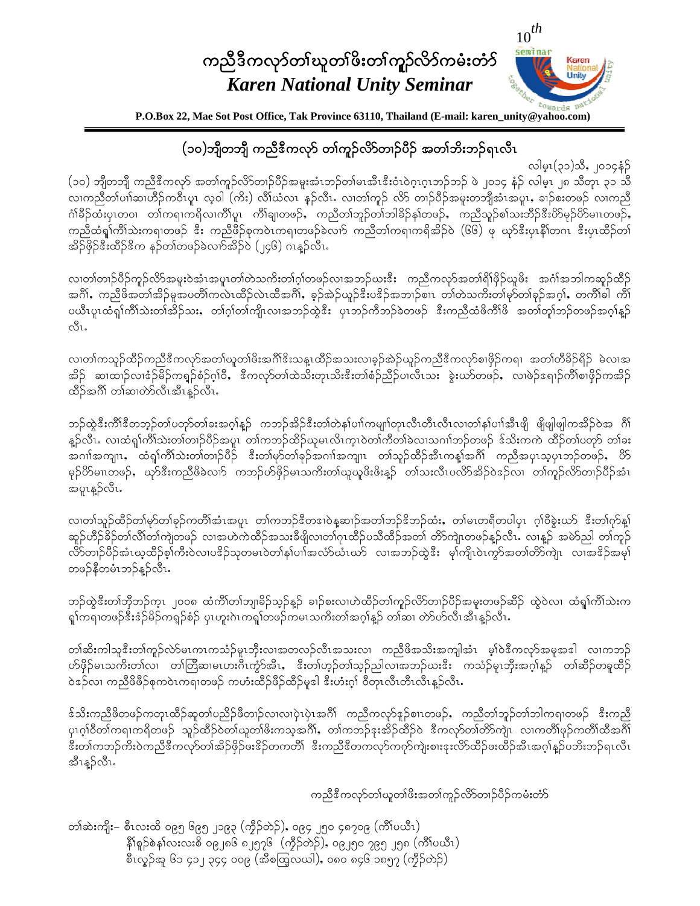# ကညီဒီကလုာ်တၢ်ယူတၢ်ဖိးတၢ်ကူၣ်လိာ်ကမံးတံာ်
## *Karen National Unity Seminar*

**P.O.Box 22, Mae Sot Post Office, Tak Province 63110, Thailand (E-mail: karen_unity@yahoo.com)**

## (၁၀)ဘျီတဘျီ ကညီဒီကလုာ် တၢ်ကူၣ်လိာ်တၢ်ပီၣ် အတၢ်ဘိးဘၣ်ရၤလီၤ

လါမှၤ(၃၁)သီ, ၂၀၁၄နံၣ်

(၁၀) ဘျီတဘျီ ကညီဒီကလုာ် အတၢ်ကူၣ်လိာ်တၢ်ပီၣ်အမူးအံၤဘၣ်တၢ်မၤအီၤဒီးဝံၤဝဲဂုၤဂုၤဘၣ်ဘၣ် ဖဲ ၂၀၁၄ နံၣ် လါမှၤ ၂၈ သီတုၤ ၃၁ သီ လၢကညီတၢ်ပၢၢ်ဆၢဟိၣ်ကဝီၤပူၤ လ့ဝါ (ကီး) လီၢ်ယံလၢ နၣ်လီၤ. လၢတၢ်ကူၣ် လိာ် တၢ်ပီၣ်အမူးတဘျီအံၤအပူၤ, ခၢၣ်စးတဖၣ် လၢကညီ ဂံၢ်ခိၣ်ထံးပှၤတဝၢ, တၢ်ကရၢကရိလၢကိၢ်ပူၤ ကိၢ်ချၢတဖၣ်, ကညီတၢ်ဘူၣ်တၢ်ဘါခိၣ်နၢ်တဖၣ်, ကညီသူၣ်စၢ်သးဘိၣ်ဒီးပိာ်မုၣ်ပိာ်မၢၤတဖၣ်, ကညီထံရှၢ်ကိၢ်သဲးကရၢတဖၣ် ဒီး ကညီဖိၣ်စုကဝဲၤကရၢတဖၣ်ခဲလၢာ် ကညီတၢ်ကရၢကရိအိၣ်ဝဲ (၆၆) ဖု ယှာ်ဒီးပှၤနီၢ်တဂၤ ဒီးပှၤထိၣ်တၢ် အိၣ်ဖှိၣ်ဒီးထိၣ်ဒိက နၣ်တၢ်တဖၣ်ခဲလၢာ်အိၣ်ဝဲ (၂၄၆) ဂၤနၣ်လီၤ.

လၢတၢ်တၢၣ်ပီၣ်ကူၣ်လိာ်အမူးဝဲအံၤအပူၤတၢ်တဲသကိးတၢ်ဂ့ၢ်တဖၣ်လၢအဘၣ်ယးဒီး ကညီကလုာ်အတၢ်ရှိၢ်ဖှိၣ်ယူဖိး အဂံၢ်အဘါကဆူၣ်ထီၣ် အဂီၢ်, ကညီဖိအတၢ်အိၣ်မူအပတိၢ်ကလဲၤထီၣ်လဲၤထီအဂီၢ်, ခ့ၣ်အဲၣ်ယှၣ်ဒီးပဒိၣ်အဘၢၣ်စၢၤ တၢ်တဲသကိးတၢ်မ့ာ်တၢ်ခ့ၣ်အဂ့ၢ်, တကိၢ်ခါ ကိၢ် ပယီၤပှၤထံရှၢ်ကိၢ်သဲးတၢ်အိၣ်သး, တၢ်ဂ့ၢ်တၢ်ကျိၤလၢအဘၣ်ထွဲဒီး ပှၤဘၣ်ကီဘၣ်ခဲတဖၣ် ဒီးကညီထံဖိကိၢ်ဖိ အတၢ်တူၢ်ဘၣ်တဖၣ်အဂ့ၢ်နှၣ် လီၤ.

လၢတၢ်ကသူၣ်ထိၣ်ကညီဒီကလုာ်အတၢ်ယူတၢ်ဖိးအဂီၢ်ဒီးသန့ၤထိၣ်အသးလၢခ့ၣ်အဲၣ်ယှၣ်ကညီဒီကလုာ်စၢဖှိၣ်ကရၢ အတၢ်တီခိၣ်ရိၣ် မဲလၢအ အိၣ် ဆၢထၢၣ်လၢဒံၣ်မိၣ်ကရူၣ်စံၣ်ဂ့ၢ်ဝီ, ဒီကလုာ်တၢ်ထဲသိးတုၤသိးဒီးတၢ်စံၣ်ညီၣ်ပၢလီၤသး ခွဲးယာ်တဖၣ်, လၢဖဲၣ်ဧၢၣ်ကိၢ်စၢဖှိၣ်ကအိၣ် ထိၣ်အဂီၢ် တၢ်ဆၢတဲာ်လီၤအီၤန့ၣ်လီၤ.

ဘၣ်ထွဲဒီးကိၢ်ဒီတဘ့ၣ်တၢ်ပတုာ်တၢ်ခးအဂ့ၢ်နှၣ် ကဘၣ်အိၣ်ဒီးတၢ်တဲနၢ်ပၢၢ်ကမျၢၢ်တုၤလီၤတံၤလီၤလၢတၢ်နၢ်ပၢၢ်အီၤဖျိ ဖျိဖျါဖျါကအိၣ်ဝဲအ ဂီၢ် နၣ်လီၤ. လၢထံရှၢ်ကိၢ်သဲးတၢ်တၢၣ်ပီၣ်အပူၤ တၢ်ကဘၣ်ထိၣ်ယူမၤလိၤကဲ့ၤဝဲတၢ်ကီတၢ်ခဲလၢသဂၢၢ်ဘၣ်တဖၣ် ဒ်သိးကကဲ ထိၣ်တၢ်ပတုာ် တၢ်ခး အဂၢၢ်အကျၢၤ, ထံရှၢ်ကိၢ်သဲးတၢ်တၢၣ်ပီၣ် ဒီးတၢ်မ့ာ်တၢ်ခ့ၣ်အဂၢၢ်အကျၢၤ တၢ်သူၣ်ထိၣ်အီၤကန့ၢ်အဂီၢ် ကညီအပှၤသ့ပှၤဘၣ်တဖၣ်, ပိာ် မုၣ်ပိာ်မၢၤတဖၣ်, ယှာ်ဒီးကညီဖိခဲလၢာ် ကဘၣ်ဟ်ဖှိၣ်မၤသကိးတၢ်ယူယူဖိးဖိးနှၣ် တၢ်သးလီၤပလိာ်အိၣ်ဝဲဒၣ်လၢ တၢ်ကူၣ်လိာ်တၢ်ပီၣ်အံၤ အပူၤနၣ်လီၤ.

လၢတၢ်သူၣ်ထိၣ်တၢ်မ့ာ်တၢ်ခ့ၣ်ကတိၢ်အံၤအပူၤ တၢ်ကဘၣ်ဒိတဒၢဝဲန့ဆၢၣ်အတၢ်ဘၣ်ဒိဘၣ်ထံး, တၢ်မၤတရီတပါပှၤ ဂ့ၢ်ဝီခွဲးယာ် ဒီးတၢ်ဂုာ်နှၢ် ဆူၣ်ဟံၣ်ခိၣ်တၢ်လီၢ်တၢ်ကျဲတဖၣ် လၢအဟဲကဲထိၣ်အသးခီဖျိလၢတၢ်ဂုၤထိၣ်ပသိထိၣ်အတၢ် တိာ်ကျဲၤတဖၣ်နှၣ်လီၤ. လၢနှၣ် အမဲာ်ညါ တၢ်ကူၣ် လိာ်တၢ်ပီၣ်အံၤယဲ့ထိၣ်စ့ၢ်ကီးဝဲလၢပဒိၣ်သ့တမၤဝဲတၢ်နၢ်ပၢၢ်အလံာ်ယံၤယာ် လၢအဘၣ်ထွဲဒီး မုၢ်ကျိၤဝဲၤကွာ်အတၢ်တိာ်ကျဲၤ လၢအဒိၣ်အမုၢ် တဖၣ်နီတမံၤဘၣ်နၣ်လီၤ.

ဘၣ်ထွဲဒီးတၢ်ဘိၣ်ဘၣ်ကူၤ ၂၀၀၈ ထံကိၢ်တၢ်ဘျၢခိၣ်သ့ၣ်နှၣ် ခၢၣ်စးလၢပဲၤထိၣ်တၢ်ကူၣ်လိာ်တၢ်ပီၣ်အမူးတဖၣ်ဆိၣ် ထွဲဝဲလၢ ထံရှၢ်ကိၢ်သဲးက ရှၢ်ကရၢတဖၣ်ဒီးဒံၣ်မိၣ်ကရူၣ်စံၣ် ပှၤဟူးဂဲၤကရှၢ်တဖၣ်ကမၤသကိးတၢ်အဂ့ၢ်နှၣ် တၢ်ဆၢ တဲာ်ဟ်လီၤအီၤန့ၣ်လီၤ.

တၢ်ဆိးကါသူဒီးတၢ်ကူၣ်လဲာ်မၤကၤကသံၣ်မူဘှီးလၢအတလၣ်လီၤအသးလၢ ကညီဖိအသိးအကျါအံၤ မ့ၢ်ဝဲဒီကလုာ်အမူအဒါ လၢကဘၣ် ဟ်ဖှိၣ်မၤသကိးတၢ်လၢ တၢ်တြီဆၢမၤဟးဂီၤကွံာ်အီၤ, ဒီးတၢ်ဟ့ၣ်တၢ်သ့ၣ်ညါလၢအဘၣ်ယးဒီး ကသံၣ်မူဘှီးအဂ့ၢ်နှၣ် တၢ်ဆိၣ်တရူထိၣ် ဝဲဒၣ်လၢ ကညီဖိဖိၣ်စုကဝဲၤကရၢတဖၣ် ကဟံးထိၣ်ဖိၣ်ထိၣ်မူဒါ ဒီးဟံးဂ့ၢ် ဝိတုၤလီၤတီၤလီၤန့ၣ်လီၤ.

ဒ်သိးကညီဖိတဖၣ်ကတုၤထိၣ်ဆူတၢ်ပညိၣ်ဖီတၢၣ်လၢလၢပုံၤပုံၤအဂီၢ် ကညီကလုာ်ဒူၣ်စၢၤတဖၣ်, ကညီတၢ်ဘူၣ်တၢ်ဘါကရၢတဖၣ် ဒီးကညီ ပှၤဂ့ၢ်ဝီတၢ်ကရၢကရိတဖၣ် သူၣ်ထိၣ်ဝဲတၢ်ယူတၢ်ဖိးကသ့အဂီၢ်, တၢ်ကဘၣ်ဒုးအိၣ်ထိၣ်ဝဲ ဒီကလုာ်တၢ်တိာ်ကျဲၤ လၢကတိၢ်ဖှၣ်ကတိၢ်ထီအဂီၢ် ဒီးတၢ်ကဘၣ်ကိးဝဲကညီဒီကလုာ်တၢ်အိၣ်ဖှိၣ်ဖးဒိၣ်တကတိၢ် ဒီးကညီဒီတကလုာ်ကဂုာ်ကျဲးစၢးဒုးလိာ်ထိၣ်ဖးထိၣ်အီၤအဂ့ၢ်နှၣ်ပဘိးဘၣ်ရၤလီၤ အီၤန့ၣ်လီၤ.

ကညီဒီကလုာ်တၢ်ယူတၢ်ဖိးအတၢ်ကူၣ်လိာ်တၢ်ပီၣ်ကမံးတံာ်

တၢ်ဆဲးကျိး– စီၤလးထံ ၀၉၅ ၆၉၅ ၂၁၉၃ (ကိၣ်တဲၣ်), ၀၉၄ ၂၅၀ ၄၈၇၀၉ (ကီၢ်ပယီၤ)
နီၢ်စုၣ်စဲနၢ်လးလးစီ ၀၉၂၈၆ ၈၂၅၇၆ (ကိၣ်တဲၣ်), ၀၉၂၅၀ ၇၉၅ ၂၅၈ (ကီၢ်ပယီၤ)
စီၤလ့ၣ်အူ ၆၁ ၄၁၂ ၃၄၄ ၀၀၉ (အီစထြလယါ), ၀၈၀ ၈၄၆ ၁၈၅၇ (ကိၣ်တဲၣ်)